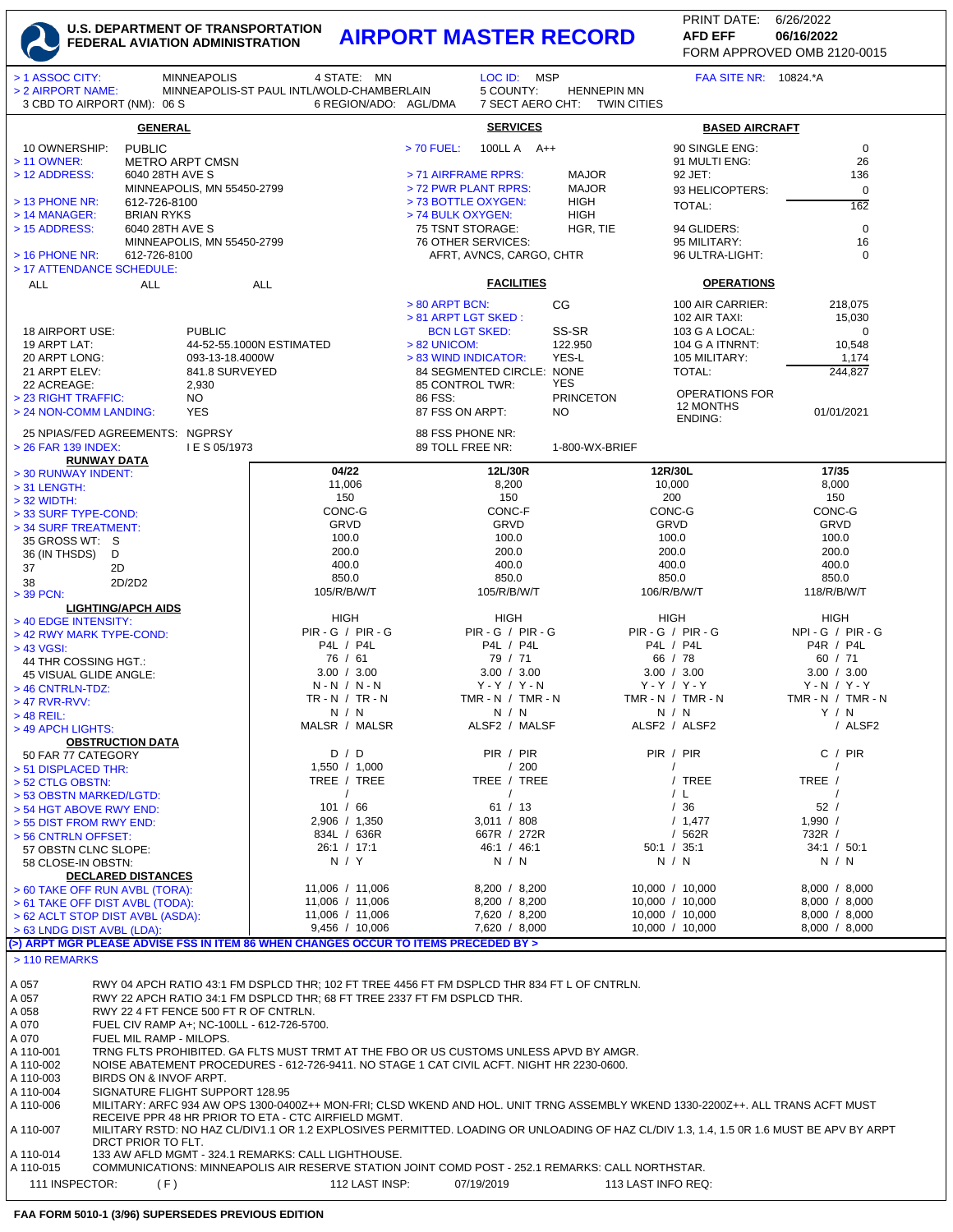# U.S. DEPARTMENT OF TRANSPORTATION FEDERAL AVIATION ADMINISTRATION — AIRPORT MASTER RECORD

PRINT DATE: 6/26/2022
AFD EFF 06/16/2022
FORM APPROVED OMB 2120-0015

> 1 ASSOC CITY: MINNEAPOLIS    4 STATE: MN    LOC ID: MSP    FAA SITE NR: 10824.*A
> 2 AIRPORT NAME: MINNEAPOLIS-ST PAUL INTL/WOLD-CHAMBERLAIN    5 COUNTY: HENNEPIN MN
3 CBD TO AIRPORT (NM): 06 S    6 REGION/ADO: AGL/DMA    7 SECT AERO CHT: TWIN CITIES

## GENERAL

10 OWNERSHIP: PUBLIC
> 11 OWNER: METRO ARPT CMSN
> 12 ADDRESS: 6040 28TH AVE S, MINNEAPOLIS, MN 55450-2799
> 13 PHONE NR: 612-726-8100
> 14 MANAGER: BRIAN RYKS
> 15 ADDRESS: 6040 28TH AVE S, MINNEAPOLIS, MN 55450-2799
> 16 PHONE NR: 612-726-8100
> 17 ATTENDANCE SCHEDULE:

| ALL | ALL | ALL |
|---|---|---|

18 AIRPORT USE: PUBLIC
19 ARPT LAT: 44-52-55.1000N ESTIMATED
20 ARPT LONG: 093-13-18.4000W
21 ARPT ELEV: 841.8 SURVEYED
22 ACREAGE: 2,930
> 23 RIGHT TRAFFIC: NO
> 24 NON-COMM LANDING: YES
25 NPIAS/FED AGREEMENTS: NGPRSY
> 26 FAR 139 INDEX: I E S 05/1973

## SERVICES

> 70 FUEL: 100LL A A++
> 71 AIRFRAME RPRS: MAJOR
> 72 PWR PLANT RPRS: MAJOR
> 73 BOTTLE OXYGEN: HIGH
> 74 BULK OXYGEN: HIGH
75 TSNT STORAGE: HGR, TIE
76 OTHER SERVICES: AFRT, AVNCS, CARGO, CHTR

## FACILITIES

> 80 ARPT BCN: CG
> 81 ARPT LGT SKED :
BCN LGT SKED: SS-SR
> 82 UNICOM: 122.950
> 83 WIND INDICATOR: YES-L
84 SEGMENTED CIRCLE: NONE
85 CONTROL TWR: YES
86 FSS: PRINCETON
87 FSS ON ARPT: NO
88 FSS PHONE NR:
89 TOLL FREE NR: 1-800-WX-BRIEF

## BASED AIRCRAFT

| | |
|---|---|
| 90 SINGLE ENG: | 0 |
| 91 MULTI ENG: | 26 |
| 92 JET: | 136 |
| 93 HELICOPTERS: | 0 |
| TOTAL: | 162 |
| 94 GLIDERS: | 0 |
| 95 MILITARY: | 16 |
| 96 ULTRA-LIGHT: | 0 |

## OPERATIONS

| | |
|---|---|
| 100 AIR CARRIER: | 218,075 |
| 102 AIR TAXI: | 15,030 |
| 103 G A LOCAL: | 0 |
| 104 G A ITNRNT: | 10,548 |
| 105 MILITARY: | 1,174 |
| TOTAL: | 244,827 |
| OPERATIONS FOR 12 MONTHS ENDING: | 01/01/2021 |

## RUNWAY DATA

| | 04/22 | 12L/30R | 12R/30L | 17/35 |
|---|---|---|---|---|
| > 30 RUNWAY INDENT: | 04/22 | 12L/30R | 12R/30L | 17/35 |
| > 31 LENGTH: | 11,006 | 8,200 | 10,000 | 8,000 |
| > 32 WIDTH: | 150 | 150 | 200 | 150 |
| > 33 SURF TYPE-COND: | CONC-G | CONC-F | CONC-G | CONC-G |
| > 34 SURF TREATMENT: | GRVD | GRVD | GRVD | GRVD |
| 35 GROSS WT: S | 100.0 | 100.0 | 100.0 | 100.0 |
| 36 (IN THSDS) D | 200.0 | 200.0 | 200.0 | 200.0 |
| 37 2D | 400.0 | 400.0 | 400.0 | 400.0 |
| 38 2D/2D2 | 850.0 | 850.0 | 850.0 | 850.0 |
| > 39 PCN: | 105/R/B/W/T | 105/R/B/W/T | 106/R/B/W/T | 118/R/B/W/T |
| **LIGHTING/APCH AIDS** | | | | |
| > 40 EDGE INTENSITY: | HIGH | HIGH | HIGH | HIGH |
| > 42 RWY MARK TYPE-COND: | PIR - G / PIR - G | PIR - G / PIR - G | PIR - G / PIR - G | NPI - G / PIR - G |
| > 43 VGSI: | P4L / P4L | P4L / P4L | P4L / P4L | P4R / P4L |
| 44 THR COSSING HGT.: | 76 / 61 | 79 / 71 | 66 / 78 | 60 / 71 |
| 45 VISUAL GLIDE ANGLE: | 3.00 / 3.00 | 3.00 / 3.00 | 3.00 / 3.00 | 3.00 / 3.00 |
| > 46 CNTRLN-TDZ: | N - N / N - N | Y - Y / Y - N | Y - Y / Y - Y | Y - N / Y - Y |
| > 47 RVR-RVV: | TR - N / TR - N | TMR - N / TMR - N | TMR - N / TMR - N | TMR - N / TMR - N |
| > 48 REIL: | N / N | N / N | N / N | Y / N |
| > 49 APCH LIGHTS: | MALSR / MALSR | ALSF2 / MALSF | ALSF2 / ALSF2 | / ALSF2 |
| **OBSTRUCTION DATA** | | | | |
| 50 FAR 77 CATEGORY | D / D | PIR / PIR | PIR / PIR | C / PIR |
| > 51 DISPLACED THR: | 1,550 / 1,000 | / 200 | / | / |
| > 52 CTLG OBSTN: | TREE / TREE | TREE / TREE | / TREE | TREE / |
| > 53 OBSTN MARKED/LGTD: | / | / | / L | / |
| > 54 HGT ABOVE RWY END: | 101 / 66 | 61 / 13 | / 36 | 52 / |
| > 55 DIST FROM RWY END: | 2,906 / 1,350 | 3,011 / 808 | / 1,477 | 1,990 / |
| > 56 CNTRLN OFFSET: | 834L / 636R | 667R / 272R | / 562R | 732R / |
| 57 OBSTN CLNC SLOPE: | 26:1 / 17:1 | 46:1 / 46:1 | 50:1 / 35:1 | 34:1 / 50:1 |
| 58 CLOSE-IN OBSTN: | N / Y | N / N | N / N | N / N |
| **DECLARED DISTANCES** | | | | |
| > 60 TAKE OFF RUN AVBL (TORA): | 11,006 / 11,006 | 8,200 / 8,200 | 10,000 / 10,000 | 8,000 / 8,000 |
| > 61 TAKE OFF DIST AVBL (TODA): | 11,006 / 11,006 | 8,200 / 8,200 | 10,000 / 10,000 | 8,000 / 8,000 |
| > 62 ACLT STOP DIST AVBL (ASDA): | 11,006 / 11,006 | 7,620 / 8,200 | 10,000 / 10,000 | 8,000 / 8,000 |
| > 63 LNDG DIST AVBL (LDA): | 9,456 / 10,006 | 7,620 / 8,000 | 10,000 / 10,000 | 8,000 / 8,000 |

(>) ARPT MGR PLEASE ADVISE FSS IN ITEM 86 WHEN CHANGES OCCUR TO ITEMS PRECEDED BY >

## > 110 REMARKS

| | |
|---|---|
| A 057 | RWY 04 APCH RATIO 43:1 FM DSPLCD THR; 102 FT TREE 4456 FT FM DSPLCD THR 834 FT L OF CNTRLN. |
| A 057 | RWY 22 APCH RATIO 34:1 FM DSPLCD THR; 68 FT TREE 2337 FT FM DSPLCD THR. |
| A 058 | RWY 22 4 FT FENCE 500 FT R OF CNTRLN. |
| A 070 | FUEL CIV RAMP A+; NC-100LL - 612-726-5700. |
| A 070 | FUEL MIL RAMP - MILOPS. |
| A 110-001 | TRNG FLTS PROHIBITED. GA FLTS MUST TRMT AT THE FBO OR US CUSTOMS UNLESS APVD BY AMGR. |
| A 110-002 | NOISE ABATEMENT PROCEDURES - 612-726-9411. NO STAGE 1 CAT CIVIL ACFT. NIGHT HR 2230-0600. |
| A 110-003 | BIRDS ON & INVOF ARPT. |
| A 110-004 | SIGNATURE FLIGHT SUPPORT 128.95 |
| A 110-006 | MILITARY: ARFC 934 AW OPS 1300-0400Z++ MON-FRI; CLSD WKEND AND HOL. UNIT TRNG ASSEMBLY WKEND 1330-2200Z++. ALL TRANS ACFT MUST RECEIVE PPR 48 HR PRIOR TO ETA - CTC AIRFIELD MGMT. |
| A 110-007 | MILITARY RSTD: NO HAZ CL/DIV1.1 OR 1.2 EXPLOSIVES PERMITTED. LOADING OR UNLOADING OF HAZ CL/DIV 1.3, 1.4, 1.5 0R 1.6 MUST BE APV BY ARPT DRCT PRIOR TO FLT. |
| A 110-014 | 133 AW AFLD MGMT - 324.1 REMARKS: CALL LIGHTHOUSE. |
| A 110-015 | COMMUNICATIONS: MINNEAPOLIS AIR RESERVE STATION JOINT COMD POST - 252.1 REMARKS: CALL NORTHSTAR. |

111 INSPECTOR: (F)    112 LAST INSP: 07/19/2019    113 LAST INFO REQ:

FAA FORM 5010-1 (3/96) SUPERSEDES PREVIOUS EDITION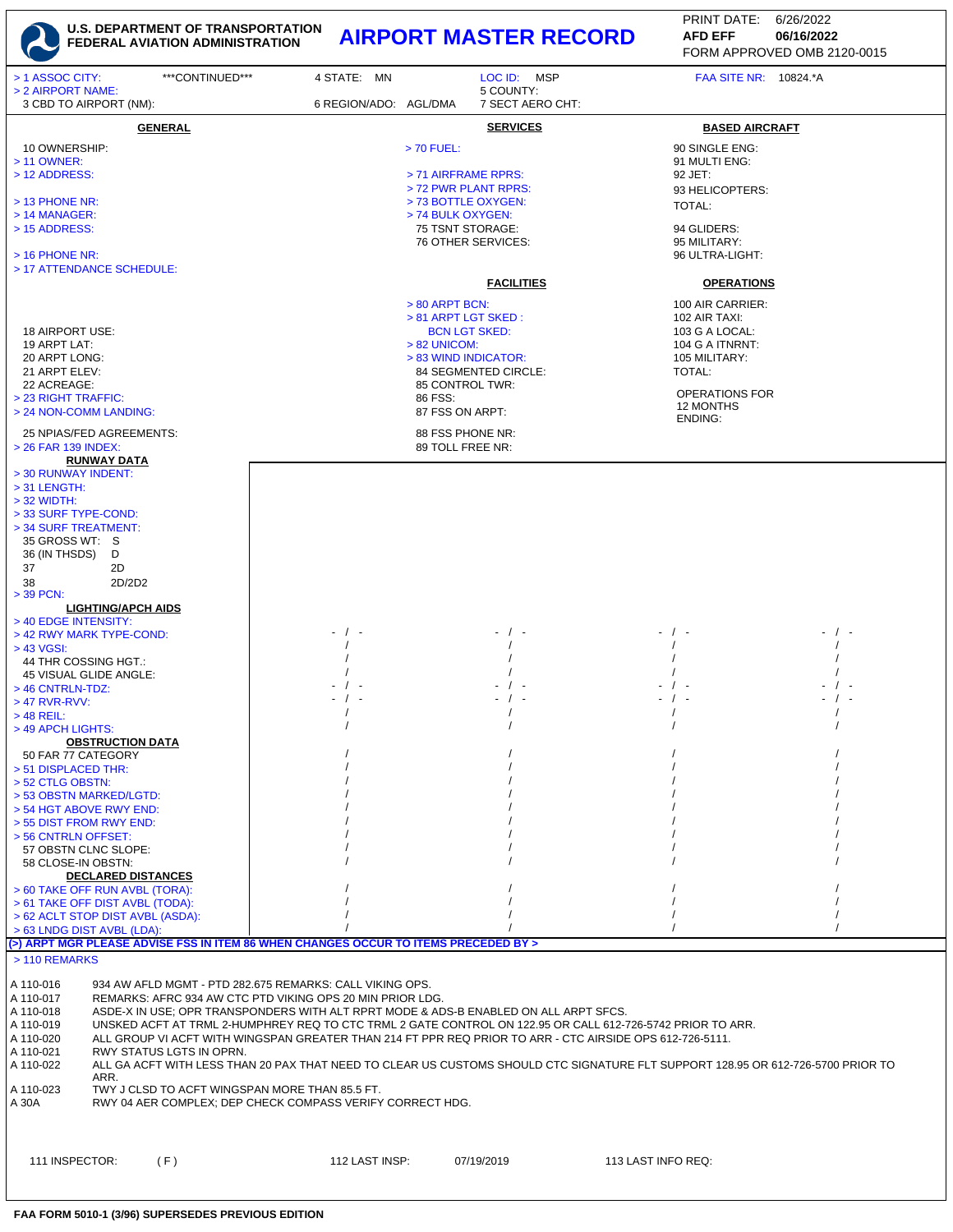**U.S. DEPARTMENT OF TRANSPORTATION**
**FEDERAL AVIATION ADMINISTRATION**

# AIRPORT MASTER RECORD

PRINT DATE: 6/26/2022
**AFD EFF 06/16/2022**
FORM APPROVED OMB 2120-0015

> 1 ASSOC CITY: ***CONTINUED*** 4 STATE: MN LOC ID: MSP FAA SITE NR: 10824.*A
> 2 AIRPORT NAME: 5 COUNTY:
3 CBD TO AIRPORT (NM): 6 REGION/ADO: AGL/DMA 7 SECT AERO CHT:

## GENERAL

10 OWNERSHIP:
> 11 OWNER:
> 12 ADDRESS:
> 13 PHONE NR:
> 14 MANAGER:
> 15 ADDRESS:
> 16 PHONE NR:
> 17 ATTENDANCE SCHEDULE:

18 AIRPORT USE:
19 ARPT LAT:
20 ARPT LONG:
21 ARPT ELEV:
22 ACREAGE:
> 23 RIGHT TRAFFIC:
> 24 NON-COMM LANDING:
25 NPIAS/FED AGREEMENTS:
> 26 FAR 139 INDEX:

## SERVICES

> 70 FUEL:
> 71 AIRFRAME RPRS:
> 72 PWR PLANT RPRS:
> 73 BOTTLE OXYGEN:
> 74 BULK OXYGEN:
75 TSNT STORAGE:
76 OTHER SERVICES:

## FACILITIES

> 80 ARPT BCN:
> 81 ARPT LGT SKED :
BCN LGT SKED:
> 82 UNICOM:
> 83 WIND INDICATOR:
84 SEGMENTED CIRCLE:
85 CONTROL TWR:
86 FSS:
87 FSS ON ARPT:
88 FSS PHONE NR:
89 TOLL FREE NR:

## BASED AIRCRAFT

90 SINGLE ENG:
91 MULTI ENG:
92 JET:
93 HELICOPTERS:
TOTAL:
94 GLIDERS:
95 MILITARY:
96 ULTRA-LIGHT:

## OPERATIONS

100 AIR CARRIER:
102 AIR TAXI:
103 G A LOCAL:
104 G A ITNRNT:
105 MILITARY:
TOTAL:

OPERATIONS FOR 12 MONTHS ENDING:

## RUNWAY DATA

> 30 RUNWAY INDENT:
> 31 LENGTH:
> 32 WIDTH:
> 33 SURF TYPE-COND:
> 34 SURF TREATMENT:
35 GROSS WT: S
36 (IN THSDS) D
37 2D
38 2D/2D2
> 39 PCN:

## LIGHTING/APCH AIDS

| | | | | |
|---|---|---|---|---|
| > 40 EDGE INTENSITY: | - / - | - / - | - / - | - / - |
| > 42 RWY MARK TYPE-COND: | / | / | / | / |
| > 43 VGSI: | / | / | / | / |
| 44 THR COSSING HGT.: | / | / | / | / |
| 45 VISUAL GLIDE ANGLE: | - / - | - / - | - / - | - / - |
| > 46 CNTRLN-TDZ: | - / - | - / - | - / - | - / - |
| > 47 RVR-RVV: | / | / | / | / |
| > 48 REIL: | / | / | / | / |
| > 49 APCH LIGHTS: | | | | |

## OBSTRUCTION DATA

| | | | | |
|---|---|---|---|---|
| 50 FAR 77 CATEGORY | / | / | / | / |
| > 51 DISPLACED THR: | / | / | / | / |
| > 52 CTLG OBSTN: | / | / | / | / |
| > 53 OBSTN MARKED/LGTD: | / | / | / | / |
| > 54 HGT ABOVE RWY END: | / | / | / | / |
| > 55 DIST FROM RWY END: | / | / | / | / |
| > 56 CNTRLN OFFSET: | / | / | / | / |
| 57 OBSTN CLNC SLOPE: | / | / | / | / |
| 58 CLOSE-IN OBSTN: | / | / | / | / |

## DECLARED DISTANCES

| | | | | |
|---|---|---|---|---|
| > 60 TAKE OFF RUN AVBL (TORA): | / | / | / | / |
| > 61 TAKE OFF DIST AVBL (TODA): | / | / | / | / |
| > 62 ACLT STOP DIST AVBL (ASDA): | / | / | / | / |
| > 63 LNDG DIST AVBL (LDA): | / | / | / | / |

**(>) ARPT MGR PLEASE ADVISE FSS IN ITEM 86 WHEN CHANGES OCCUR TO ITEMS PRECEDED BY >**

> 110 REMARKS

| | |
|---|---|
| A 110-016 | 934 AW AFLD MGMT - PTD 282.675 REMARKS: CALL VIKING OPS. |
| A 110-017 | REMARKS: AFRC 934 AW CTC PTD VIKING OPS 20 MIN PRIOR LDG. |
| A 110-018 | ASDE-X IN USE; OPR TRANSPONDERS WITH ALT RPRT MODE & ADS-B ENABLED ON ALL ARPT SFCS. |
| A 110-019 | UNSKED ACFT AT TRML 2-HUMPHREY REQ TO CTC TRML 2 GATE CONTROL ON 122.95 OR CALL 612-726-5742 PRIOR TO ARR. |
| A 110-020 | ALL GROUP VI ACFT WITH WINGSPAN GREATER THAN 214 FT PPR REQ PRIOR TO ARR - CTC AIRSIDE OPS 612-726-5111. |
| A 110-021 | RWY STATUS LGTS IN OPRN. |
| A 110-022 | ALL GA ACFT WITH LESS THAN 20 PAX THAT NEED TO CLEAR US CUSTOMS SHOULD CTC SIGNATURE FLT SUPPORT 128.95 OR 612-726-5700 PRIOR TO ARR. |
| A 110-023 | TWY J CLSD TO ACFT WINGSPAN MORE THAN 85.5 FT. |
| A 30A | RWY 04 AER COMPLEX; DEP CHECK COMPASS VERIFY CORRECT HDG. |

111 INSPECTOR: ( F ) 112 LAST INSP: 07/19/2019 113 LAST INFO REQ:

**FAA FORM 5010-1 (3/96) SUPERSEDES PREVIOUS EDITION**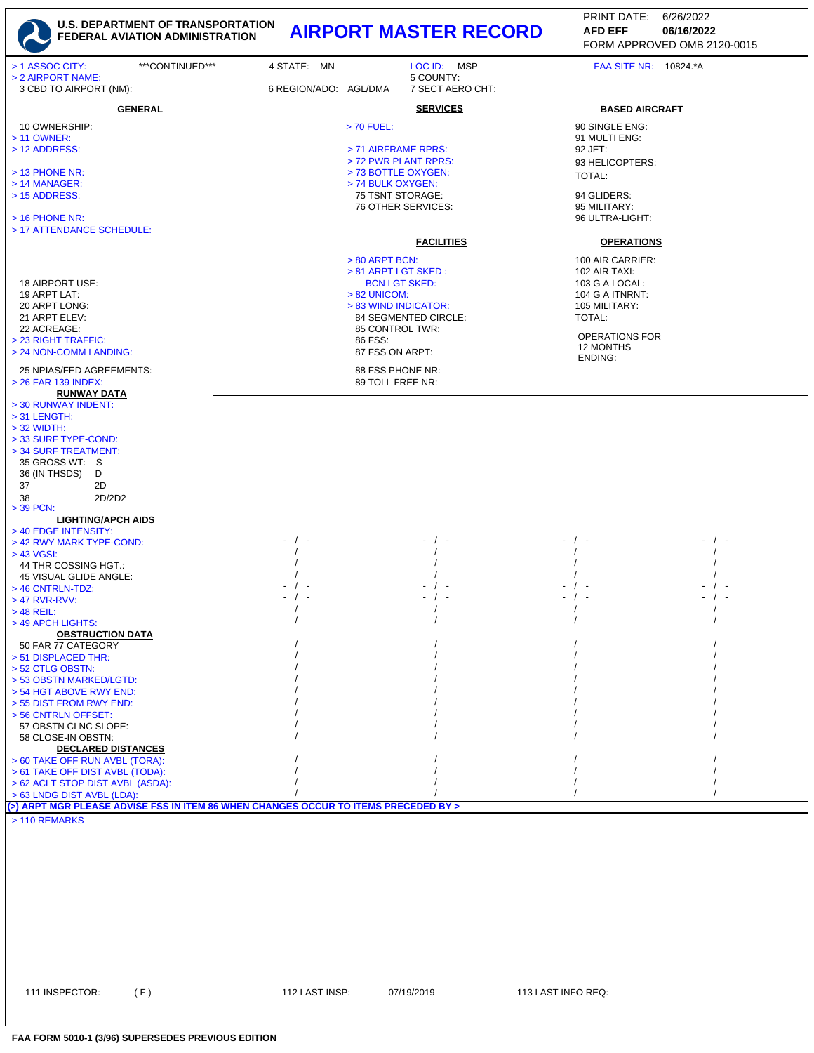# U.S. DEPARTMENT OF TRANSPORTATION FEDERAL AVIATION ADMINISTRATION

# AIRPORT MASTER RECORD

PRINT DATE: 6/26/2022
AFD EFF **06/16/2022**
FORM APPROVED OMB 2120-0015

> 1 ASSOC CITY: ***CONTINUED***
4 STATE: MN
LOC ID: MSP
FAA SITE NR: 10824.*A
> 2 AIRPORT NAME:
5 COUNTY:
3 CBD TO AIRPORT (NM):
6 REGION/ADO: AGL/DMA
7 SECT AERO CHT:

## GENERAL

10 OWNERSHIP:
> 11 OWNER:
> 12 ADDRESS:
> 13 PHONE NR:
> 14 MANAGER:
> 15 ADDRESS:
> 16 PHONE NR:
> 17 ATTENDANCE SCHEDULE:

18 AIRPORT USE:
19 ARPT LAT:
20 ARPT LONG:
21 ARPT ELEV:
22 ACREAGE:
> 23 RIGHT TRAFFIC:
> 24 NON-COMM LANDING:
25 NPIAS/FED AGREEMENTS:
> 26 FAR 139 INDEX:

## SERVICES

> 70 FUEL:
> 71 AIRFRAME RPRS:
> 72 PWR PLANT RPRS:
> 73 BOTTLE OXYGEN:
> 74 BULK OXYGEN:
75 TSNT STORAGE:
76 OTHER SERVICES:

## FACILITIES

> 80 ARPT BCN:
> 81 ARPT LGT SKED :
BCN LGT SKED:
> 82 UNICOM:
> 83 WIND INDICATOR:
84 SEGMENTED CIRCLE:
85 CONTROL TWR:
86 FSS:
87 FSS ON ARPT:
88 FSS PHONE NR:
89 TOLL FREE NR:

## BASED AIRCRAFT

90 SINGLE ENG:
91 MULTI ENG:
92 JET:
93 HELICOPTERS:
TOTAL:
94 GLIDERS:
95 MILITARY:
96 ULTRA-LIGHT:

## OPERATIONS

100 AIR CARRIER:
102 AIR TAXI:
103 G A LOCAL:
104 G A ITNRNT:
105 MILITARY:
TOTAL:

OPERATIONS FOR 12 MONTHS ENDING:

## RUNWAY DATA

| | | | | |
|---|---|---|---|---|
| > 30 RUNWAY INDENT: | | | | |
| > 31 LENGTH: | | | | |
| > 32 WIDTH: | | | | |
| > 33 SURF TYPE-COND: | | | | |
| > 34 SURF TREATMENT: | | | | |
| 35 GROSS WT: S | | | | |
| 36 (IN THSDS) D | | | | |
| 37 2D | | | | |
| 38 2D/2D2 | | | | |
| > 39 PCN: | | | | |
| **LIGHTING/APCH AIDS** | | | | |
| > 40 EDGE INTENSITY: | | | | |
| > 42 RWY MARK TYPE-COND: | - / - | - / - | - / - | - / - |
| > 43 VGSI: | / | / | / | / |
| 44 THR COSSING HGT.: | / | / | / | / |
| 45 VISUAL GLIDE ANGLE: | / | / | / | / |
| > 46 CNTRLN-TDZ: | - / - | - / - | - / - | - / - |
| > 47 RVR-RVV: | - / - | - / - | - / - | - / - |
| > 48 REIL: | / | / | / | / |
| > 49 APCH LIGHTS: | / | / | / | / |
| **OBSTRUCTION DATA** | | | | |
| 50 FAR 77 CATEGORY | / | / | / | / |
| > 51 DISPLACED THR: | / | / | / | / |
| > 52 CTLG OBSTN: | / | / | / | / |
| > 53 OBSTN MARKED/LGTD: | / | / | / | / |
| > 54 HGT ABOVE RWY END: | / | / | / | / |
| > 55 DIST FROM RWY END: | / | / | / | / |
| > 56 CNTRLN OFFSET: | / | / | / | / |
| 57 OBSTN CLNC SLOPE: | / | / | / | / |
| 58 CLOSE-IN OBSTN: | / | / | / | / |
| **DECLARED DISTANCES** | | | | |
| > 60 TAKE OFF RUN AVBL (TORA): | / | / | / | / |
| > 61 TAKE OFF DIST AVBL (TODA): | / | / | / | / |
| > 62 ACLT STOP DIST AVBL (ASDA): | / | / | / | / |
| > 63 LNDG DIST AVBL (LDA): | / | / | / | / |

**(>) ARPT MGR PLEASE ADVISE FSS IN ITEM 86 WHEN CHANGES OCCUR TO ITEMS PRECEDED BY >**

> 110 REMARKS

111 INSPECTOR: ( F )
112 LAST INSP: 07/19/2019
113 LAST INFO REQ:

FAA FORM 5010-1 (3/96) SUPERSEDES PREVIOUS EDITION